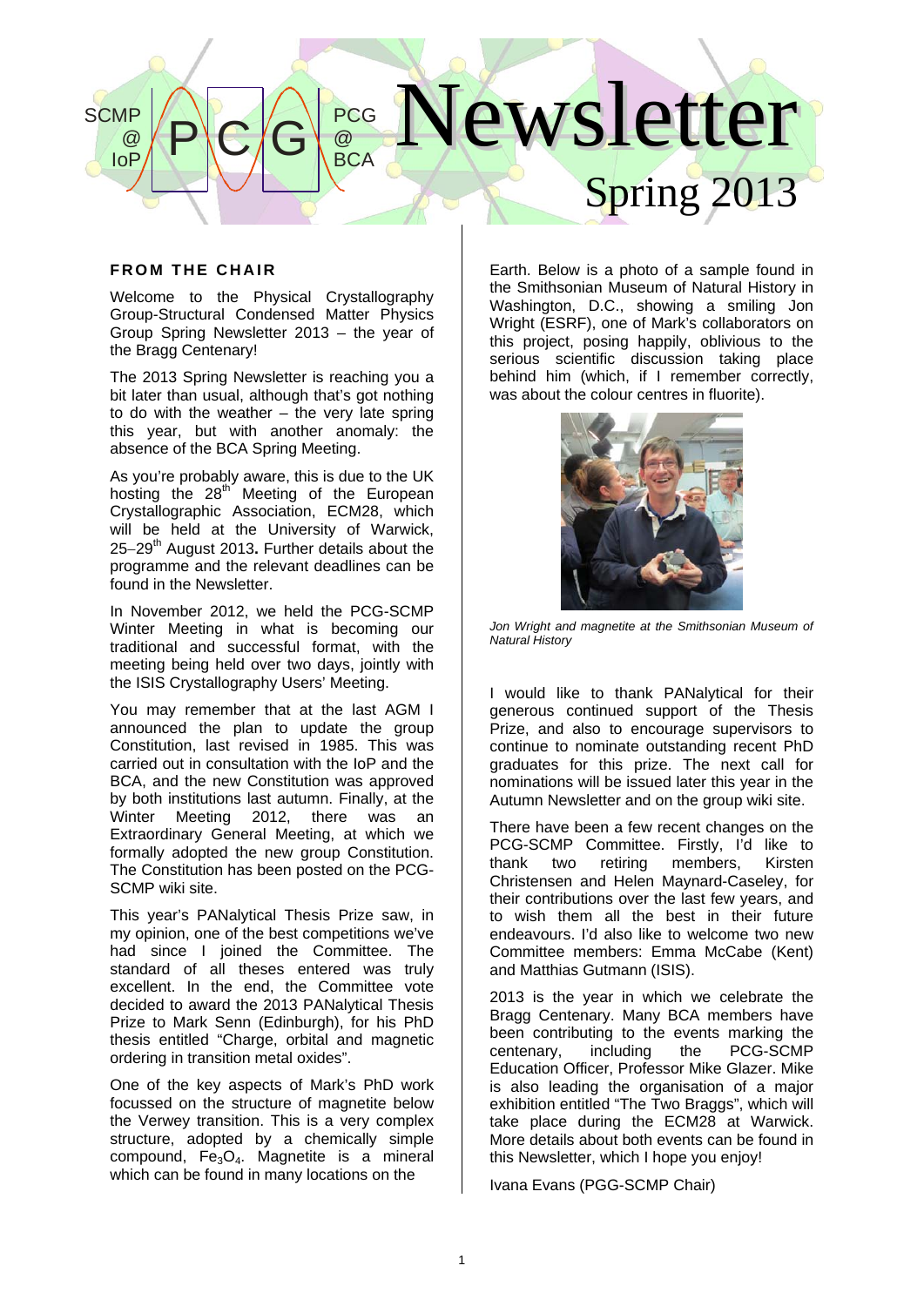# PCG Newsletter Spring 2013

SCMP @ IoP — PCG @ BCA

## FROM THE CHAIR

Welcome to the Physical Crystallography Group-Structural Condensed Matter Physics Group Spring Newsletter 2013 – the year of the Bragg Centenary!

The 2013 Spring Newsletter is reaching you a bit later than usual, although that's got nothing to do with the weather – the very late spring this year, but with another anomaly: the absence of the BCA Spring Meeting.

As you're probably aware, this is due to the UK hosting the 28th Meeting of the European Crystallographic Association, ECM28, which will be held at the University of Warwick, 25–29th August 2013**.** Further details about the programme and the relevant deadlines can be found in the Newsletter.

In November 2012, we held the PCG-SCMP Winter Meeting in what is becoming our traditional and successful format, with the meeting being held over two days, jointly with the ISIS Crystallography Users' Meeting.

You may remember that at the last AGM I announced the plan to update the group Constitution, last revised in 1985. This was carried out in consultation with the IoP and the BCA, and the new Constitution was approved by both institutions last autumn. Finally, at the Winter Meeting 2012, there was an Extraordinary General Meeting, at which we formally adopted the new group Constitution. The Constitution has been posted on the PCG-SCMP wiki site.

This year's PANalytical Thesis Prize saw, in my opinion, one of the best competitions we've had since I joined the Committee. The standard of all theses entered was truly excellent. In the end, the Committee vote decided to award the 2013 PANalytical Thesis Prize to Mark Senn (Edinburgh), for his PhD thesis entitled "Charge, orbital and magnetic ordering in transition metal oxides".

One of the key aspects of Mark's PhD work focussed on the structure of magnetite below the Verwey transition. This is a very complex structure, adopted by a chemically simple compound, $Fe_3O_4$. Magnetite is a mineral which can be found in many locations on the Earth. Below is a photo of a sample found in the Smithsonian Museum of Natural History in Washington, D.C., showing a smiling Jon Wright (ESRF), one of Mark's collaborators on this project, posing happily, oblivious to the serious scientific discussion taking place behind him (which, if I remember correctly, was about the colour centres in fluorite).

*Jon Wright and magnetite at the Smithsonian Museum of Natural History*

I would like to thank PANalytical for their generous continued support of the Thesis Prize, and also to encourage supervisors to continue to nominate outstanding recent PhD graduates for this prize. The next call for nominations will be issued later this year in the Autumn Newsletter and on the group wiki site.

There have been a few recent changes on the PCG-SCMP Committee. Firstly, I'd like to thank two retiring members, Kirsten Christensen and Helen Maynard-Caseley, for their contributions over the last few years, and to wish them all the best in their future endeavours. I'd also like to welcome two new Committee members: Emma McCabe (Kent) and Matthias Gutmann (ISIS).

2013 is the year in which we celebrate the Bragg Centenary. Many BCA members have been contributing to the events marking the centenary, including the PCG-SCMP Education Officer, Professor Mike Glazer. Mike is also leading the organisation of a major exhibition entitled "The Two Braggs", which will take place during the ECM28 at Warwick. More details about both events can be found in this Newsletter, which I hope you enjoy!

Ivana Evans (PGG-SCMP Chair)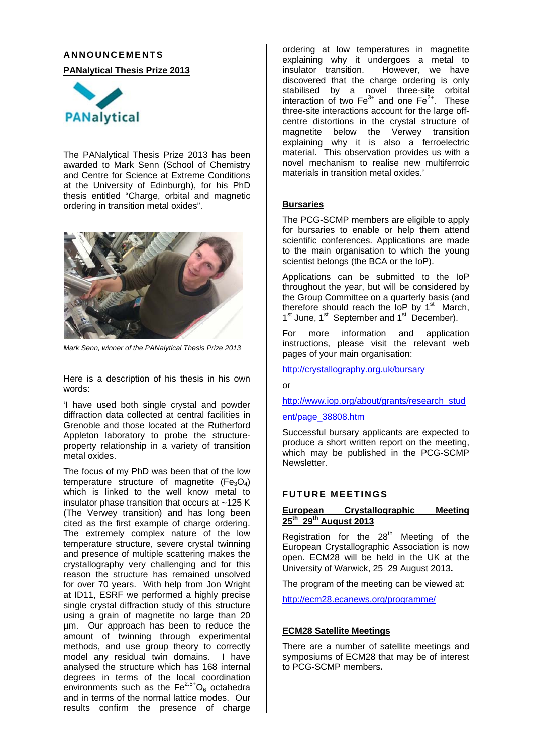## ANNOUNCEMENTS

### PANalytical Thesis Prize 2013

The PANalytical Thesis Prize 2013 has been awarded to Mark Senn (School of Chemistry and Centre for Science at Extreme Conditions at the University of Edinburgh), for his PhD thesis entitled "Charge, orbital and magnetic ordering in transition metal oxides".

*Mark Senn, winner of the PANalytical Thesis Prize 2013*

Here is a description of his thesis in his own words:

'I have used both single crystal and powder diffraction data collected at central facilities in Grenoble and those located at the Rutherford Appleton laboratory to probe the structure-property relationship in a variety of transition metal oxides.

The focus of my PhD was been that of the low temperature structure of magnetite ($Fe_3O_4$) which is linked to the well know metal to insulator phase transition that occurs at ~125 K (The Verwey transition) and has long been cited as the first example of charge ordering. The extremely complex nature of the low temperature structure, severe crystal twinning and presence of multiple scattering makes the crystallography very challenging and for this reason the structure has remained unsolved for over 70 years. With help from Jon Wright at ID11, ESRF we performed a highly precise single crystal diffraction study of this structure using a grain of magnetite no large than 20 µm. Our approach has been to reduce the amount of twinning through experimental methods, and use group theory to correctly model any residual twin domains. I have analysed the structure which has 168 internal degrees in terms of the local coordination environments such as the $Fe^{2.5+}O_6$ octahedra and in terms of the normal lattice modes. Our results confirm the presence of charge ordering at low temperatures in magnetite explaining why it undergoes a metal to insulator transition. However, we have discovered that the charge ordering is only stabilised by a novel three-site orbital interaction of two $Fe^{3+}$ and one $Fe^{2+}$. These three-site interactions account for the large off-centre distortions in the crystal structure of magnetite below the Verwey transition explaining why it is also a ferroelectric material. This observation provides us with a novel mechanism to realise new multiferroic materials in transition metal oxides.'

### Bursaries

The PCG-SCMP members are eligible to apply for bursaries to enable or help them attend scientific conferences. Applications are made to the main organisation to which the young scientist belongs (the BCA or the IoP).

Applications can be submitted to the IoP throughout the year, but will be considered by the Group Committee on a quarterly basis (and therefore should reach the IoP by 1st March, 1st June, 1st September and 1st December).

For more information and application instructions, please visit the relevant web pages of your main organisation:

http://crystallography.org.uk/bursary

or

http://www.iop.org/about/grants/research_student/page_38808.htm

Successful bursary applicants are expected to produce a short written report on the meeting, which may be published in the PCG-SCMP Newsletter.

## FUTURE MEETINGS

### European Crystallographic Meeting 25th–29th August 2013

Registration for the 28th Meeting of the European Crystallographic Association is now open. ECM28 will be held in the UK at the University of Warwick, 25–29 August 2013**.**

The program of the meeting can be viewed at:

http://ecm28.ecanews.org/programme/

### ECM28 Satellite Meetings

There are a number of satellite meetings and symposiums of ECM28 that may be of interest to PCG-SCMP members**.**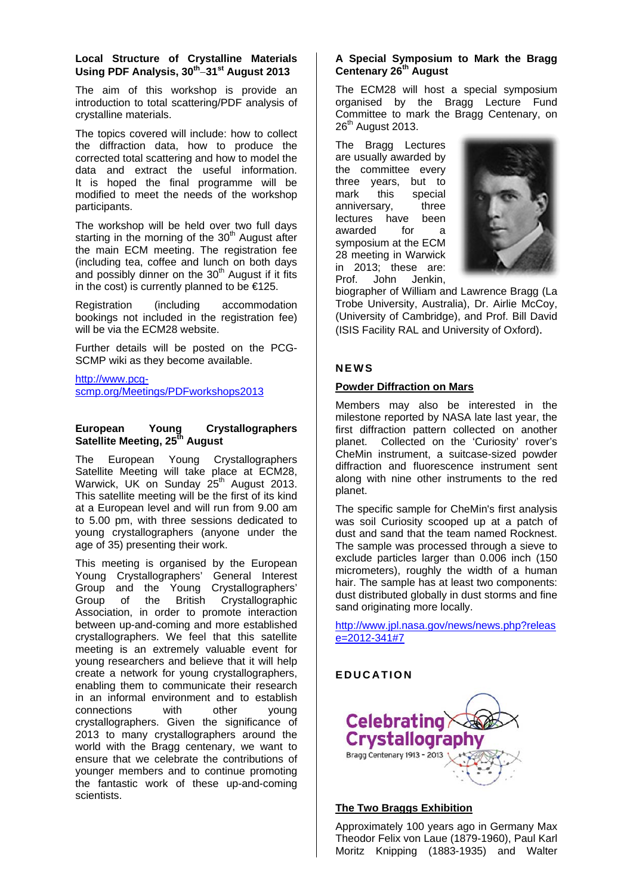**Local Structure of Crystalline Materials Using PDF Analysis, 30th–31st August 2013**

The aim of this workshop is provide an introduction to total scattering/PDF analysis of crystalline materials.

The topics covered will include: how to collect the diffraction data, how to produce the corrected total scattering and how to model the data and extract the useful information. It is hoped the final programme will be modified to meet the needs of the workshop participants.

The workshop will be held over two full days starting in the morning of the 30th August after the main ECM meeting. The registration fee (including tea, coffee and lunch on both days and possibly dinner on the 30th August if it fits in the cost) is currently planned to be €125.

Registration (including accommodation bookings not included in the registration fee) will be via the ECM28 website.

Further details will be posted on the PCG-SCMP wiki as they become available.

http://www.pcg-scmp.org/Meetings/PDFworkshops2013

**European Young Crystallographers Satellite Meeting, 25th August**

The European Young Crystallographers Satellite Meeting will take place at ECM28, Warwick, UK on Sunday 25th August 2013. This satellite meeting will be the first of its kind at a European level and will run from 9.00 am to 5.00 pm, with three sessions dedicated to young crystallographers (anyone under the age of 35) presenting their work.

This meeting is organised by the European Young Crystallographers' General Interest Group and the Young Crystallographers' Group of the British Crystallographic Association, in order to promote interaction between up-and-coming and more established crystallographers. We feel that this satellite meeting is an extremely valuable event for young researchers and believe that it will help create a network for young crystallographers, enabling them to communicate their research in an informal environment and to establish connections with other young crystallographers. Given the significance of 2013 to many crystallographers around the world with the Bragg centenary, we want to ensure that we celebrate the contributions of younger members and to continue promoting the fantastic work of these up-and-coming scientists.

**A Special Symposium to Mark the Bragg Centenary 26th August**

The ECM28 will host a special symposium organised by the Bragg Lecture Fund Committee to mark the Bragg Centenary, on 26th August 2013.

The Bragg Lectures are usually awarded by the committee every three years, but to mark this special anniversary, three lectures have been awarded for a symposium at the ECM 28 meeting in Warwick in 2013; these are: Prof. John Jenkin, biographer of William and Lawrence Bragg (La Trobe University, Australia), Dr. Airlie McCoy, (University of Cambridge), and Prof. Bill David (ISIS Facility RAL and University of Oxford).

## NEWS

### Powder Diffraction on Mars

Members may also be interested in the milestone reported by NASA late last year, the first diffraction pattern collected on another planet. Collected on the 'Curiosity' rover's CheMin instrument, a suitcase-sized powder diffraction and fluorescence instrument sent along with nine other instruments to the red planet.

The specific sample for CheMin's first analysis was soil Curiosity scooped up at a patch of dust and sand that the team named Rocknest. The sample was processed through a sieve to exclude particles larger than 0.006 inch (150 micrometers), roughly the width of a human hair. The sample has at least two components: dust distributed globally in dust storms and fine sand originating more locally.

http://www.jpl.nasa.gov/news/news.php?release=2012-341#7

## EDUCATION

Celebrating Crystallography
Bragg Centenary 1913 - 2013

### The Two Braggs Exhibition

Approximately 100 years ago in Germany Max Theodor Felix von Laue (1879-1960), Paul Karl Moritz Knipping (1883-1935) and Walter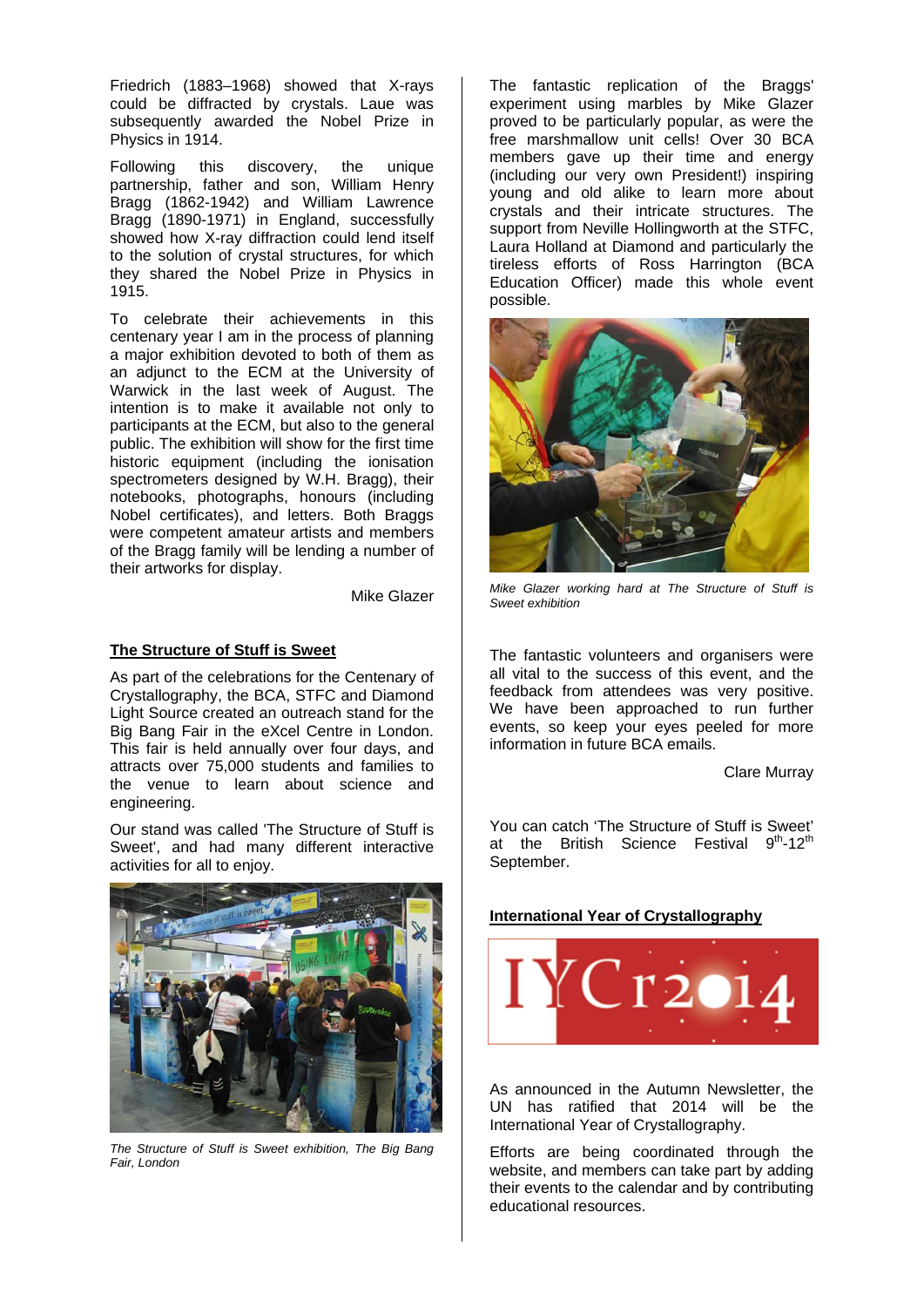Friedrich (1883–1968) showed that X-rays could be diffracted by crystals. Laue was subsequently awarded the Nobel Prize in Physics in 1914.

Following this discovery, the unique partnership, father and son, William Henry Bragg (1862-1942) and William Lawrence Bragg (1890-1971) in England, successfully showed how X-ray diffraction could lend itself to the solution of crystal structures, for which they shared the Nobel Prize in Physics in 1915.

To celebrate their achievements in this centenary year I am in the process of planning a major exhibition devoted to both of them as an adjunct to the ECM at the University of Warwick in the last week of August. The intention is to make it available not only to participants at the ECM, but also to the general public. The exhibition will show for the first time historic equipment (including the ionisation spectrometers designed by W.H. Bragg), their notebooks, photographs, honours (including Nobel certificates), and letters. Both Braggs were competent amateur artists and members of the Bragg family will be lending a number of their artworks for display.

Mike Glazer

## The Structure of Stuff is Sweet

As part of the celebrations for the Centenary of Crystallography, the BCA, STFC and Diamond Light Source created an outreach stand for the Big Bang Fair in the eXcel Centre in London. This fair is held annually over four days, and attracts over 75,000 students and families to the venue to learn about science and engineering.

Our stand was called 'The Structure of Stuff is Sweet', and had many different interactive activities for all to enjoy.

*The Structure of Stuff is Sweet exhibition, The Big Bang Fair, London*

The fantastic replication of the Braggs' experiment using marbles by Mike Glazer proved to be particularly popular, as were the free marshmallow unit cells! Over 30 BCA members gave up their time and energy (including our very own President!) inspiring young and old alike to learn more about crystals and their intricate structures. The support from Neville Hollingworth at the STFC, Laura Holland at Diamond and particularly the tireless efforts of Ross Harrington (BCA Education Officer) made this whole event possible.

*Mike Glazer working hard at The Structure of Stuff is Sweet exhibition*

The fantastic volunteers and organisers were all vital to the success of this event, and the feedback from attendees was very positive. We have been approached to run further events, so keep your eyes peeled for more information in future BCA emails.

Clare Murray

You can catch 'The Structure of Stuff is Sweet' at the British Science Festival 9th-12th September.

## International Year of Crystallography

As announced in the Autumn Newsletter, the UN has ratified that 2014 will be the International Year of Crystallography.

Efforts are being coordinated through the website, and members can take part by adding their events to the calendar and by contributing educational resources.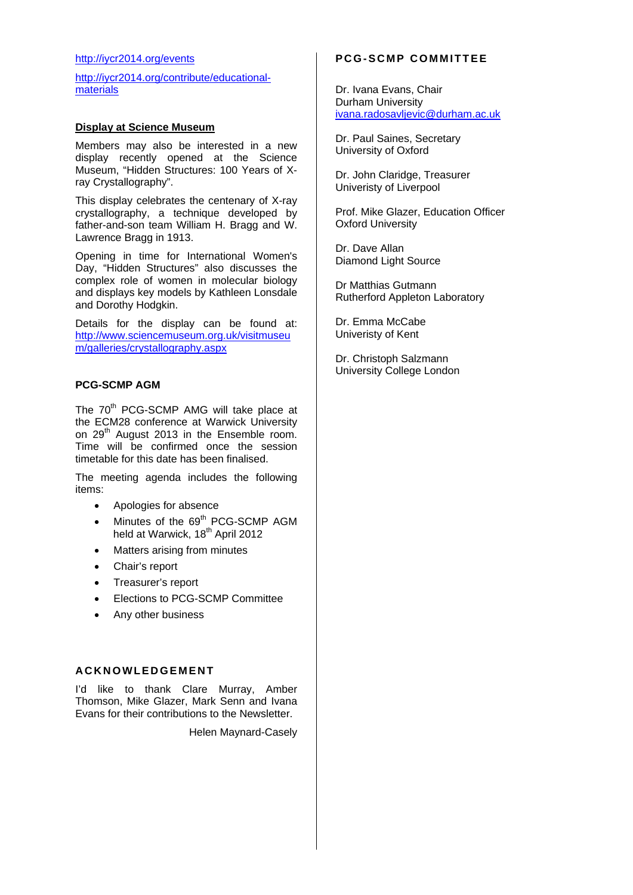http://iycr2014.org/events

http://iycr2014.org/contribute/educational-materials

**Display at Science Museum**

Members may also be interested in a new display recently opened at the Science Museum, “Hidden Structures: 100 Years of X-ray Crystallography”.

This display celebrates the centenary of X-ray crystallography, a technique developed by father-and-son team William H. Bragg and W. Lawrence Bragg in 1913.

Opening in time for International Women's Day, “Hidden Structures” also discusses the complex role of women in molecular biology and displays key models by Kathleen Lonsdale and Dorothy Hodgkin.

Details for the display can be found at: http://www.sciencemuseum.org.uk/visitmuseum/galleries/crystallography.aspx

### PCG-SCMP AGM

The 70th PCG-SCMP AMG will take place at the ECM28 conference at Warwick University on 29th August 2013 in the Ensemble room. Time will be confirmed once the session timetable for this date has been finalised.

The meeting agenda includes the following items:

- Apologies for absence
- Minutes of the 69th PCG-SCMP AGM held at Warwick, 18th April 2012
- Matters arising from minutes
- Chair’s report
- Treasurer’s report
- Elections to PCG-SCMP Committee
- Any other business

## ACKNOWLEDGEMENT

I’d like to thank Clare Murray, Amber Thomson, Mike Glazer, Mark Senn and Ivana Evans for their contributions to the Newsletter.

Helen Maynard-Casely

## PCG-SCMP COMMITTEE

Dr. Ivana Evans, Chair
Durham University
ivana.radosavljevic@durham.ac.uk

Dr. Paul Saines, Secretary
University of Oxford

Dr. John Claridge, Treasurer
Univeristy of Liverpool

Prof. Mike Glazer, Education Officer
Oxford University

Dr. Dave Allan
Diamond Light Source

Dr Matthias Gutmann
Rutherford Appleton Laboratory

Dr. Emma McCabe
Univeristy of Kent

Dr. Christoph Salzmann
University College London